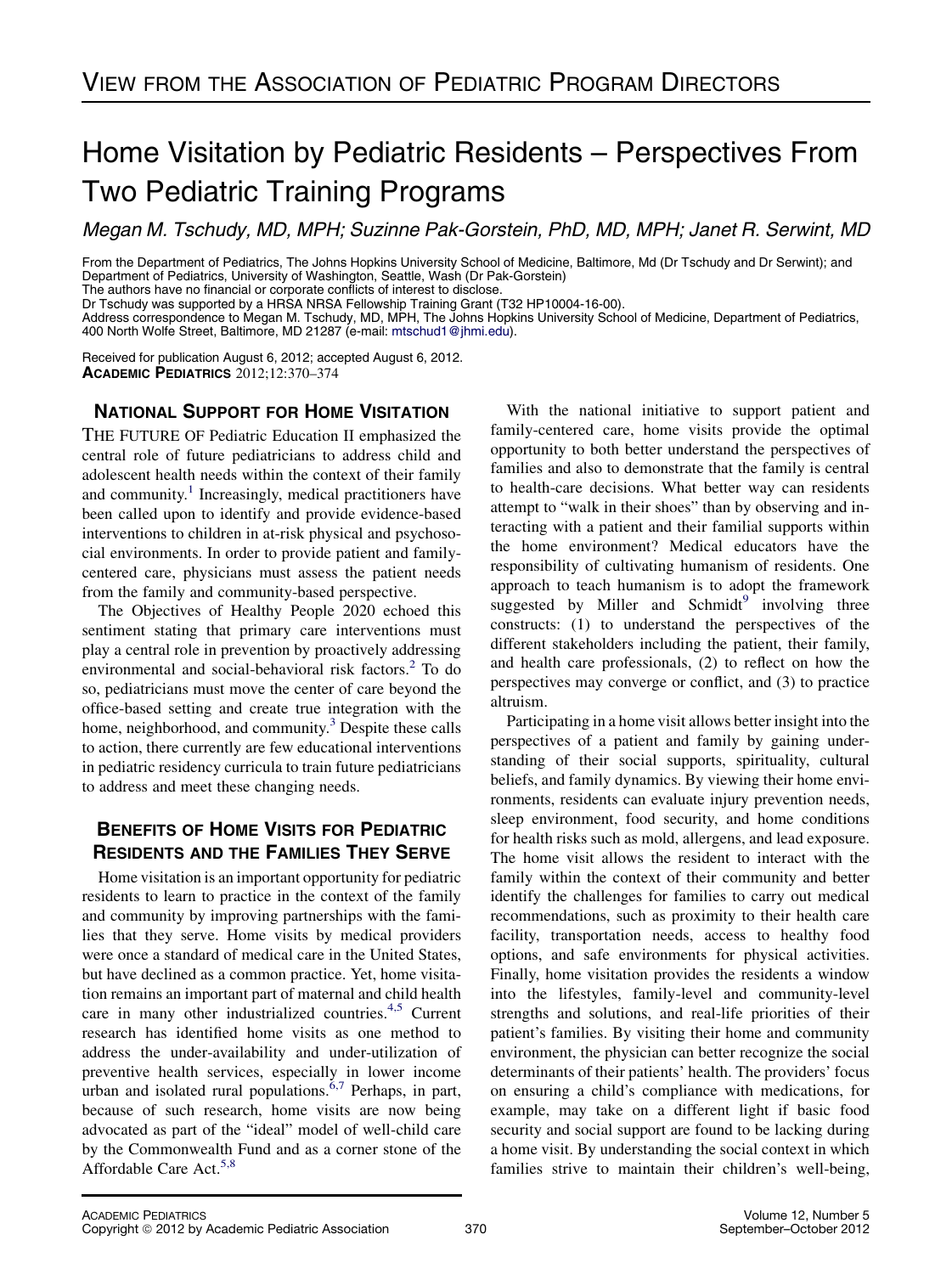# VIEW FROM THE ASSOCIATION OF PEDIATRIC PROGRAM DIRECTORS

# Home Visitation by Pediatric Residents – Perspectives From Two Pediatric Training Programs

*Megan M. Tschudy, MD, MPH; Suzinne Pak-Gorstein, PhD, MD, MPH; Janet R. Serwint, MD*

From the Department of Pediatrics, The Johns Hopkins University School of Medicine, Baltimore, Md (Dr Tschudy and Dr Serwint); and Department of Pediatrics, University of Washington, Seattle, Wash (Dr Pak-Gorstein)

The authors have no financial or corporate conflicts of interest to disclose.

Dr Tschudy was supported by a HRSA NRSA Fellowship Training Grant (T32 HP10004-16-00).

Address correspondence to Megan M. Tschudy, MD, MPH, The Johns Hopkins University School of Medicine, Department of Pediatrics, 400 North Wolfe Street, Baltimore, MD 21287 (e-mail: mtschud1@jhmi.edu).

Received for publication August 6, 2012; accepted August 6, 2012.

**ACADEMIC PEDIATRICS** 2012;12:370–374

## NATIONAL SUPPORT FOR HOME VISITATION

THE FUTURE OF Pediatric Education II emphasized the central role of future pediatricians to address child and adolescent health needs within the context of their family and community.[1] Increasingly, medical practitioners have been called upon to identify and provide evidence-based interventions to children in at-risk physical and psychosocial environments. In order to provide patient and family-centered care, physicians must assess the patient needs from the family and community-based perspective.

The Objectives of Healthy People 2020 echoed this sentiment stating that primary care interventions must play a central role in prevention by proactively addressing environmental and social-behavioral risk factors.[2] To do so, pediatricians must move the center of care beyond the office-based setting and create true integration with the home, neighborhood, and community.[3] Despite these calls to action, there currently are few educational interventions in pediatric residency curricula to train future pediatricians to address and meet these changing needs.

## BENEFITS OF HOME VISITS FOR PEDIATRIC RESIDENTS AND THE FAMILIES THEY SERVE

Home visitation is an important opportunity for pediatric residents to learn to practice in the context of the family and community by improving partnerships with the families that they serve. Home visits by medical providers were once a standard of medical care in the United States, but have declined as a common practice. Yet, home visitation remains an important part of maternal and child health care in many other industrialized countries.[4,5] Current research has identified home visits as one method to address the under-availability and under-utilization of preventive health services, especially in lower income urban and isolated rural populations.[6,7] Perhaps, in part, because of such research, home visits are now being advocated as part of the "ideal" model of well-child care by the Commonwealth Fund and as a corner stone of the Affordable Care Act.[5,8]

With the national initiative to support patient and family-centered care, home visits provide the optimal opportunity to both better understand the perspectives of families and also to demonstrate that the family is central to health-care decisions. What better way can residents attempt to "walk in their shoes" than by observing and interacting with a patient and their familial supports within the home environment? Medical educators have the responsibility of cultivating humanism of residents. One approach to teach humanism is to adopt the framework suggested by Miller and Schmidt[9] involving three constructs: (1) to understand the perspectives of the different stakeholders including the patient, their family, and health care professionals, (2) to reflect on how the perspectives may converge or conflict, and (3) to practice altruism.

Participating in a home visit allows better insight into the perspectives of a patient and family by gaining understanding of their social supports, spirituality, cultural beliefs, and family dynamics. By viewing their home environments, residents can evaluate injury prevention needs, sleep environment, food security, and home conditions for health risks such as mold, allergens, and lead exposure. The home visit allows the resident to interact with the family within the context of their community and better identify the challenges for families to carry out medical recommendations, such as proximity to their health care facility, transportation needs, access to healthy food options, and safe environments for physical activities. Finally, home visitation provides the residents a window into the lifestyles, family-level and community-level strengths and solutions, and real-life priorities of their patient's families. By visiting their home and community environment, the physician can better recognize the social determinants of their patients' health. The providers' focus on ensuring a child's compliance with medications, for example, may take on a different light if basic food security and social support are found to be lacking during a home visit. By understanding the social context in which families strive to maintain their children's well-being,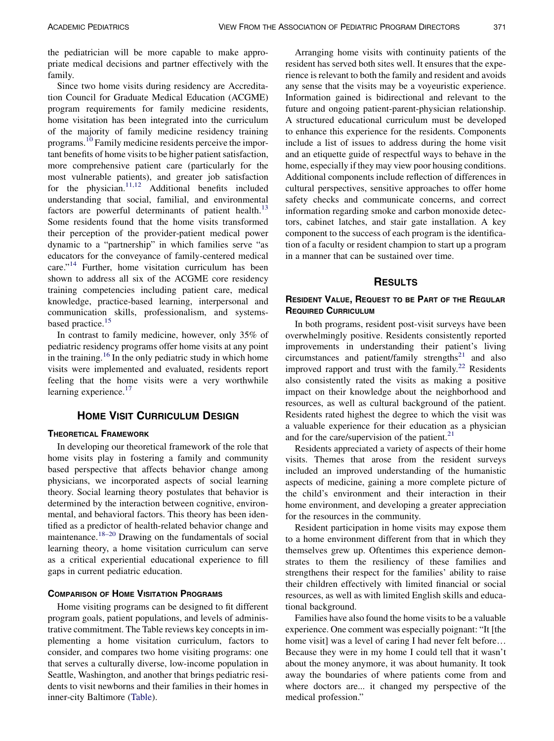the pediatrician will be more capable to make appropriate medical decisions and partner effectively with the family.

Since two home visits during residency are Accreditation Council for Graduate Medical Education (ACGME) program requirements for family medicine residents, home visitation has been integrated into the curriculum of the majority of family medicine residency training programs.[10] Family medicine residents perceive the important benefits of home visits to be higher patient satisfaction, more comprehensive patient care (particularly for the most vulnerable patients), and greater job satisfaction for the physician.[11,12] Additional benefits included understanding that social, familial, and environmental factors are powerful determinants of patient health.[13] Some residents found that the home visits transformed their perception of the provider-patient medical power dynamic to a "partnership" in which families serve "as educators for the conveyance of family-centered medical care."[14] Further, home visitation curriculum has been shown to address all six of the ACGME core residency training competencies including patient care, medical knowledge, practice-based learning, interpersonal and communication skills, professionalism, and systems-based practice.[15]

In contrast to family medicine, however, only 35% of pediatric residency programs offer home visits at any point in the training.[16] In the only pediatric study in which home visits were implemented and evaluated, residents report feeling that the home visits were a very worthwhile learning experience.[17]

## Home Visit Curriculum Design

### Theoretical Framework

In developing our theoretical framework of the role that home visits play in fostering a family and community based perspective that affects behavior change among physicians, we incorporated aspects of social learning theory. Social learning theory postulates that behavior is determined by the interaction between cognitive, environmental, and behavioral factors. This theory has been identified as a predictor of health-related behavior change and maintenance.[18–20] Drawing on the fundamentals of social learning theory, a home visitation curriculum can serve as a critical experiential educational experience to fill gaps in current pediatric education.

### Comparison of Home Visitation Programs

Home visiting programs can be designed to fit different program goals, patient populations, and levels of administrative commitment. The Table reviews key concepts in implementing a home visitation curriculum, factors to consider, and compares two home visiting programs: one that serves a culturally diverse, low-income population in Seattle, Washington, and another that brings pediatric residents to visit newborns and their families in their homes in inner-city Baltimore (Table).

Arranging home visits with continuity patients of the resident has served both sites well. It ensures that the experience is relevant to both the family and resident and avoids any sense that the visits may be a voyeuristic experience. Information gained is bidirectional and relevant to the future and ongoing patient-parent-physician relationship. A structured educational curriculum must be developed to enhance this experience for the residents. Components include a list of issues to address during the home visit and an etiquette guide of respectful ways to behave in the home, especially if they may view poor housing conditions. Additional components include reflection of differences in cultural perspectives, sensitive approaches to offer home safety checks and communicate concerns, and correct information regarding smoke and carbon monoxide detectors, cabinet latches, and stair gate installation. A key component to the success of each program is the identification of a faculty or resident champion to start up a program in a manner that can be sustained over time.

## Results

### Resident Value, Request to be Part of the Regular Required Curriculum

In both programs, resident post-visit surveys have been overwhelmingly positive. Residents consistently reported improvements in understanding their patient's living circumstances and patient/family strengths[21] and also improved rapport and trust with the family.[22] Residents also consistently rated the visits as making a positive impact on their knowledge about the neighborhood and resources, as well as cultural background of the patient. Residents rated highest the degree to which the visit was a valuable experience for their education as a physician and for the care/supervision of the patient.[21]

Residents appreciated a variety of aspects of their home visits. Themes that arose from the resident surveys included an improved understanding of the humanistic aspects of medicine, gaining a more complete picture of the child's environment and their interaction in their home environment, and developing a greater appreciation for the resources in the community.

Resident participation in home visits may expose them to a home environment different from that in which they themselves grew up. Oftentimes this experience demonstrates to them the resiliency of these families and strengthens their respect for the families' ability to raise their children effectively with limited financial or social resources, as well as with limited English skills and educational background.

Families have also found the home visits to be a valuable experience. One comment was especially poignant: "It [the home visit] was a level of caring I had never felt before… Because they were in my home I could tell that it wasn't about the money anymore, it was about humanity. It took away the boundaries of where patients come from and where doctors are... it changed my perspective of the medical profession."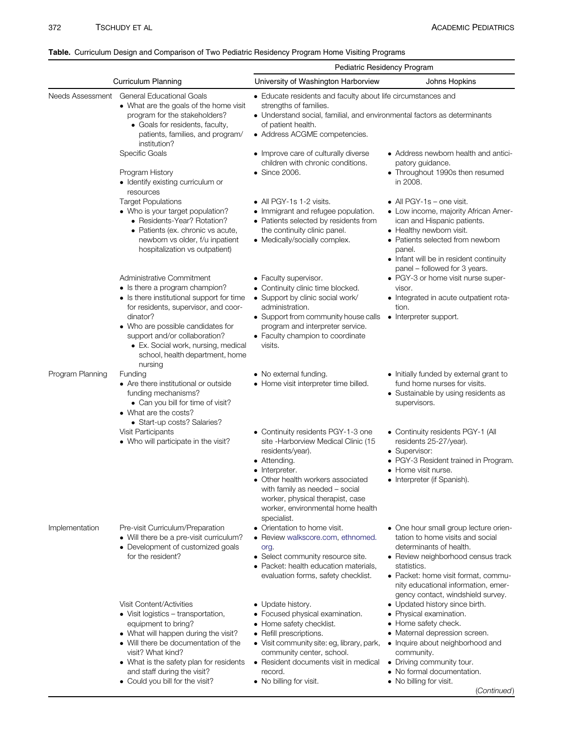**Table.** Curriculum Design and Comparison of Two Pediatric Residency Program Home Visiting Programs

| Curriculum Planning | | Pediatric Residency Program | |
|---|---|---|---|
| | | University of Washington Harborview | Johns Hopkins |
| Needs Assessment | General Educational Goals<br>• What are the goals of the home visit program for the stakeholders?<br>• Goals for residents, faculty, patients, families, and program/institution? | • Educate residents and faculty about life circumstances and strengths of families.<br>• Understand social, familial, and environmental factors as determinants of patient health.<br>• Address ACGME competencies. | |
| | Specific Goals | • Improve care of culturally diverse children with chronic conditions. | • Address newborn health and anticipatory guidance. |
| | Program History<br>• Identify existing curriculum or resources | • Since 2006. | • Throughout 1990s then resumed in 2008. |
| | Target Populations<br>• Who is your target population?<br>• Residents-Year? Rotation?<br>• Patients (ex. chronic vs acute, newborn vs older, f/u inpatient hospitalization vs outpatient) | • All PGY-1s 1-2 visits.<br>• Immigrant and refugee population.<br>• Patients selected by residents from the continuity clinic panel.<br>• Medically/socially complex. | • All PGY-1s – one visit.<br>• Low income, majority African American and Hispanic patients.<br>• Healthy newborn visit.<br>• Patients selected from newborn panel.<br>• Infant will be in resident continuity panel – followed for 3 years. |
| | Administrative Commitment<br>• Is there a program champion?<br>• Is there institutional support for time for residents, supervisor, and coordinator?<br>• Who are possible candidates for support and/or collaboration?<br>• Ex. Social work, nursing, medical school, health department, home nursing | • Faculty supervisor.<br>• Continuity clinic time blocked.<br>• Support by clinic social work/administration.<br>• Support from community house calls program and interpreter service.<br>• Faculty champion to coordinate visits. | • PGY-3 or home visit nurse supervisor.<br>• Integrated in acute outpatient rotation.<br>• Interpreter support. |
| Program Planning | Funding<br>• Are there institutional or outside funding mechanisms?<br>• Can you bill for time of visit?<br>• What are the costs?<br>• Start-up costs? Salaries? | • No external funding.<br>• Home visit interpreter time billed. | • Initially funded by external grant to fund home nurses for visits.<br>• Sustainable by using residents as supervisors. |
| | Visit Participants<br>• Who will participate in the visit? | • Continuity residents PGY-1-3 one site -Harborview Medical Clinic (15 residents/year).<br>• Attending.<br>• Interpreter.<br>• Other health workers associated with family as needed – social worker, physical therapist, case worker, environmental home health specialist. | • Continuity residents PGY-1 (All residents 25-27/year).<br>• Supervisor:<br>• PGY-3 Resident trained in Program.<br>• Home visit nurse.<br>• Interpreter (if Spanish). |
| Implementation | Pre-visit Curriculum/Preparation<br>• Will there be a pre-visit curriculum?<br>• Development of customized goals for the resident? | • Orientation to home visit.<br>• Review walkscore.com, ethnomed.org.<br>• Select community resource site.<br>• Packet: health education materials, evaluation forms, safety checklist. | • One hour small group lecture orientation to home visits and social determinants of health.<br>• Review neighborhood census track statistics.<br>• Packet: home visit format, community educational information, emergency contact, windshield survey. |
| | Visit Content/Activities<br>• Visit logistics – transportation, equipment to bring?<br>• What will happen during the visit?<br>• Will there be documentation of the visit? What kind?<br>• What is the safety plan for residents and staff during the visit?<br>• Could you bill for the visit? | • Update history.<br>• Focused physical examination.<br>• Home safety checklist.<br>• Refill prescriptions.<br>• Visit community site: eg, library, park, community center, school.<br>• Resident documents visit in medical record.<br>• No billing for visit. | • Updated history since birth.<br>• Physical examination.<br>• Home safety check.<br>• Maternal depression screen.<br>• Inquire about neighborhood and community.<br>• Driving community tour.<br>• No formal documentation.<br>• No billing for visit. |

(*Continued*)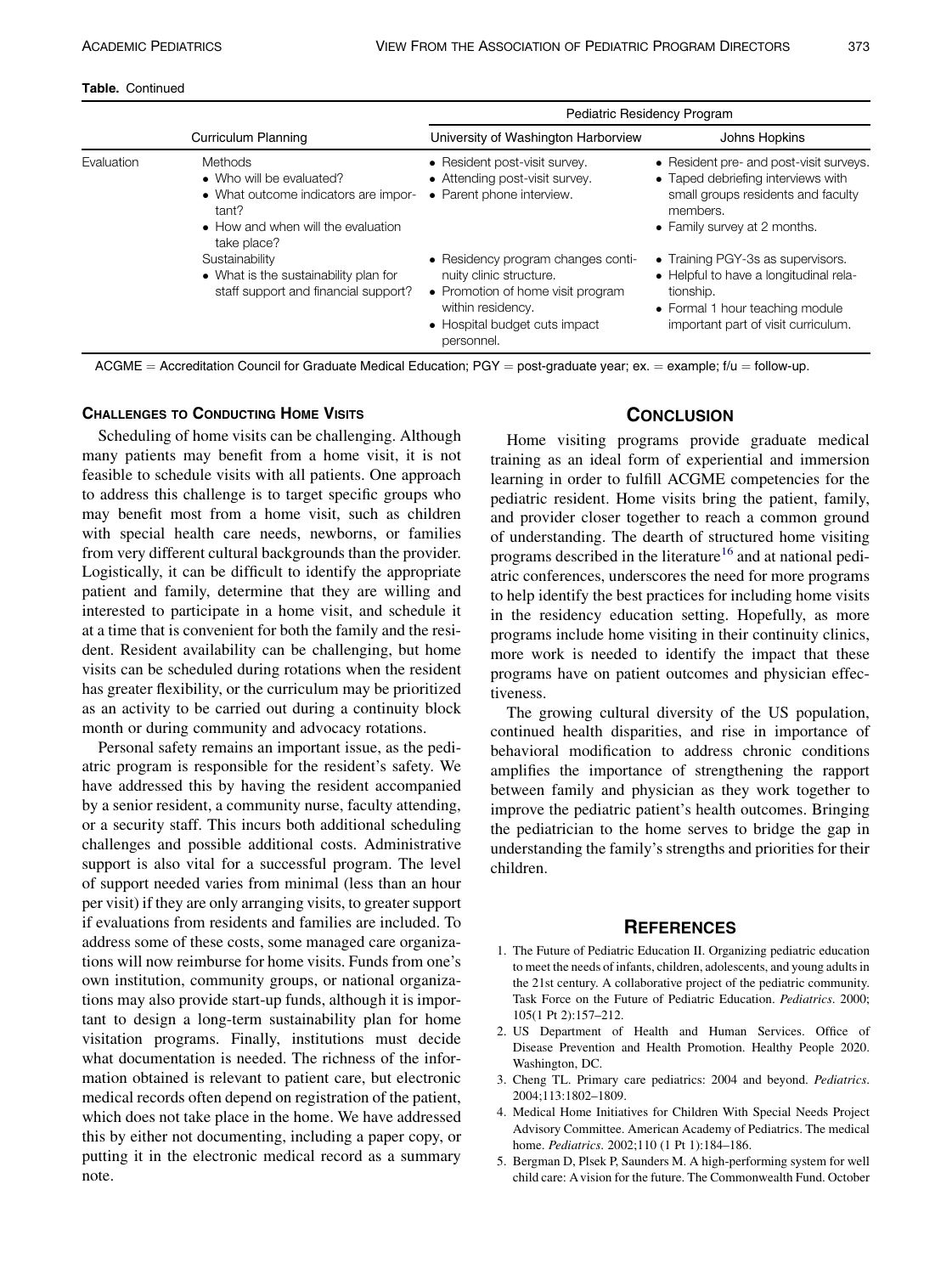**Table.** Continued

| Curriculum Planning | | Pediatric Residency Program | |
|---|---|---|---|
| | | University of Washington Harborview | Johns Hopkins |
| Evaluation | Methods<br>• Who will be evaluated?<br>• What outcome indicators are important?<br>• How and when will the evaluation take place? | • Resident post-visit survey.<br>• Attending post-visit survey.<br>• Parent phone interview. | • Resident pre- and post-visit surveys.<br>• Taped debriefing interviews with small groups residents and faculty members.<br>• Family survey at 2 months. |
| | Sustainability<br>• What is the sustainability plan for staff support and financial support? | • Residency program changes continuity clinic structure.<br>• Promotion of home visit program within residency.<br>• Hospital budget cuts impact personnel. | • Training PGY-3s as supervisors.<br>• Helpful to have a longitudinal relationship.<br>• Formal 1 hour teaching module important part of visit curriculum. |

ACGME = Accreditation Council for Graduate Medical Education; PGY = post-graduate year; ex. = example; f/u = follow-up.

### Challenges to Conducting Home Visits

Scheduling of home visits can be challenging. Although many patients may benefit from a home visit, it is not feasible to schedule visits with all patients. One approach to address this challenge is to target specific groups who may benefit most from a home visit, such as children with special health care needs, newborns, or families from very different cultural backgrounds than the provider. Logistically, it can be difficult to identify the appropriate patient and family, determine that they are willing and interested to participate in a home visit, and schedule it at a time that is convenient for both the family and the resident. Resident availability can be challenging, but home visits can be scheduled during rotations when the resident has greater flexibility, or the curriculum may be prioritized as an activity to be carried out during a continuity block month or during community and advocacy rotations.

Personal safety remains an important issue, as the pediatric program is responsible for the resident's safety. We have addressed this by having the resident accompanied by a senior resident, a community nurse, faculty attending, or a security staff. This incurs both additional scheduling challenges and possible additional costs. Administrative support is also vital for a successful program. The level of support needed varies from minimal (less than an hour per visit) if they are only arranging visits, to greater support if evaluations from residents and families are included. To address some of these costs, some managed care organizations will now reimburse for home visits. Funds from one's own institution, community groups, or national organizations may also provide start-up funds, although it is important to design a long-term sustainability plan for home visitation programs. Finally, institutions must decide what documentation is needed. The richness of the information obtained is relevant to patient care, but electronic medical records often depend on registration of the patient, which does not take place in the home. We have addressed this by either not documenting, including a paper copy, or putting it in the electronic medical record as a summary note.

## Conclusion

Home visiting programs provide graduate medical training as an ideal form of experiential and immersion learning in order to fulfill ACGME competencies for the pediatric resident. Home visits bring the patient, family, and provider closer together to reach a common ground of understanding. The dearth of structured home visiting programs described in the literature[16] and at national pediatric conferences, underscores the need for more programs to help identify the best practices for including home visits in the residency education setting. Hopefully, as more programs include home visiting in their continuity clinics, more work is needed to identify the impact that these programs have on patient outcomes and physician effectiveness.

The growing cultural diversity of the US population, continued health disparities, and rise in importance of behavioral modification to address chronic conditions amplifies the importance of strengthening the rapport between family and physician as they work together to improve the pediatric patient's health outcomes. Bringing the pediatrician to the home serves to bridge the gap in understanding the family's strengths and priorities for their children.

## References

1. The Future of Pediatric Education II. Organizing pediatric education to meet the needs of infants, children, adolescents, and young adults in the 21st century. A collaborative project of the pediatric community. Task Force on the Future of Pediatric Education. *Pediatrics*. 2000; 105(1 Pt 2):157–212.
2. US Department of Health and Human Services. Office of Disease Prevention and Health Promotion. Healthy People 2020. Washington, DC.
3. Cheng TL. Primary care pediatrics: 2004 and beyond. *Pediatrics*. 2004;113:1802–1809.
4. Medical Home Initiatives for Children With Special Needs Project Advisory Committee. American Academy of Pediatrics. The medical home. *Pediatrics*. 2002;110 (1 Pt 1):184–186.
5. Bergman D, Plsek P, Saunders M. A high-performing system for well child care: A vision for the future. The Commonwealth Fund. October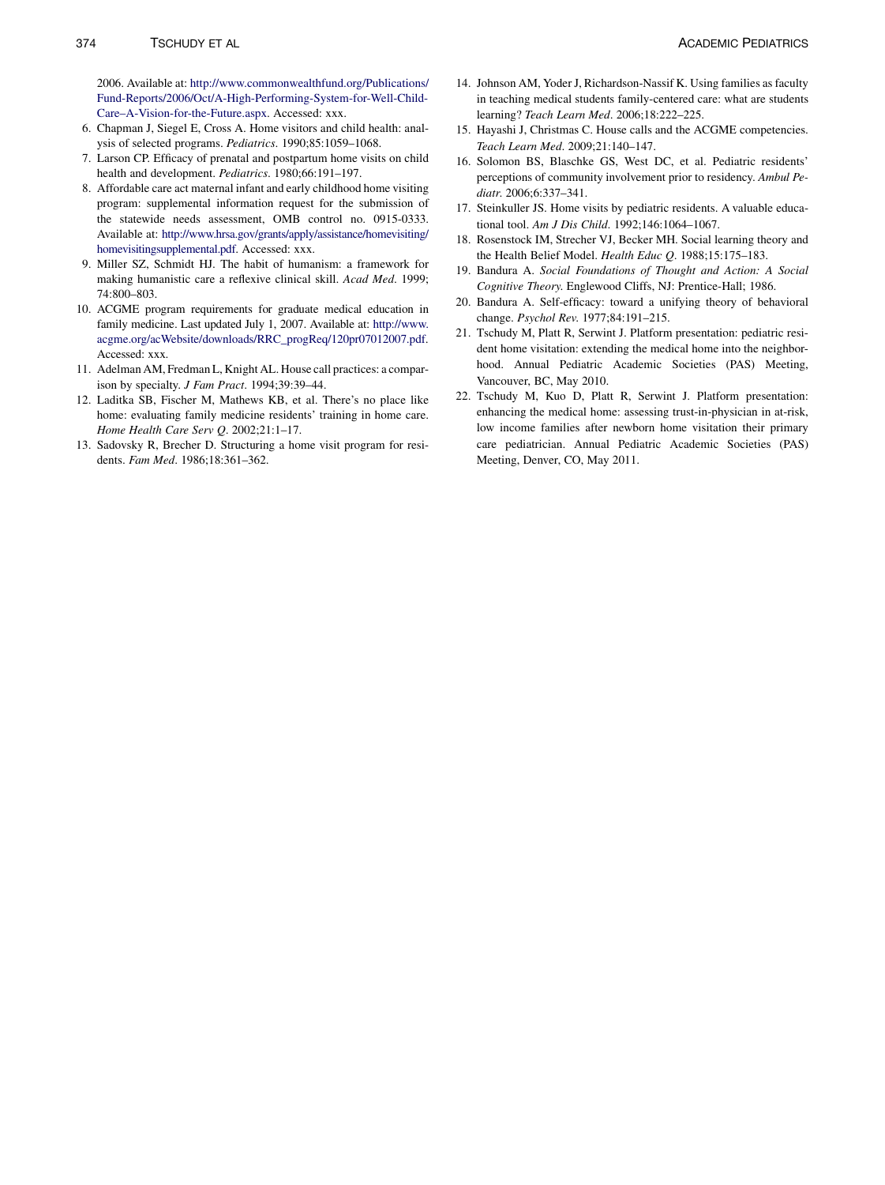2006. Available at: http://www.commonwealthfund.org/Publications/Fund-Reports/2006/Oct/A-High-Performing-System-for-Well-Child-Care–A-Vision-for-the-Future.aspx. Accessed: xxx.

6. Chapman J, Siegel E, Cross A. Home visitors and child health: analysis of selected programs. *Pediatrics*. 1990;85:1059–1068.
7. Larson CP. Efficacy of prenatal and postpartum home visits on child health and development. *Pediatrics*. 1980;66:191–197.
8. Affordable care act maternal infant and early childhood home visiting program: supplemental information request for the submission of the statewide needs assessment, OMB control no. 0915-0333. Available at: http://www.hrsa.gov/grants/apply/assistance/homevisiting/homevisitingsupplemental.pdf. Accessed: xxx.
9. Miller SZ, Schmidt HJ. The habit of humanism: a framework for making humanistic care a reflexive clinical skill. *Acad Med*. 1999;74:800–803.
10. ACGME program requirements for graduate medical education in family medicine. Last updated July 1, 2007. Available at: http://www.acgme.org/acWebsite/downloads/RRC_progReq/120pr07012007.pdf. Accessed: xxx.
11. Adelman AM, Fredman L, Knight AL. House call practices: a comparison by specialty. *J Fam Pract*. 1994;39:39–44.
12. Laditka SB, Fischer M, Mathews KB, et al. There's no place like home: evaluating family medicine residents' training in home care. *Home Health Care Serv Q*. 2002;21:1–17.
13. Sadovsky R, Brecher D. Structuring a home visit program for residents. *Fam Med*. 1986;18:361–362.
14. Johnson AM, Yoder J, Richardson-Nassif K. Using families as faculty in teaching medical students family-centered care: what are students learning? *Teach Learn Med*. 2006;18:222–225.
15. Hayashi J, Christmas C. House calls and the ACGME competencies. *Teach Learn Med*. 2009;21:140–147.
16. Solomon BS, Blaschke GS, West DC, et al. Pediatric residents' perceptions of community involvement prior to residency. *Ambul Pediatr*. 2006;6:337–341.
17. Steinkuller JS. Home visits by pediatric residents. A valuable educational tool. *Am J Dis Child*. 1992;146:1064–1067.
18. Rosenstock IM, Strecher VJ, Becker MH. Social learning theory and the Health Belief Model. *Health Educ Q*. 1988;15:175–183.
19. Bandura A. *Social Foundations of Thought and Action: A Social Cognitive Theory*. Englewood Cliffs, NJ: Prentice-Hall; 1986.
20. Bandura A. Self-efficacy: toward a unifying theory of behavioral change. *Psychol Rev*. 1977;84:191–215.
21. Tschudy M, Platt R, Serwint J. Platform presentation: pediatric resident home visitation: extending the medical home into the neighborhood. Annual Pediatric Academic Societies (PAS) Meeting, Vancouver, BC, May 2010.
22. Tschudy M, Kuo D, Platt R, Serwint J. Platform presentation: enhancing the medical home: assessing trust-in-physician in at-risk, low income families after newborn home visitation their primary care pediatrician. Annual Pediatric Academic Societies (PAS) Meeting, Denver, CO, May 2011.